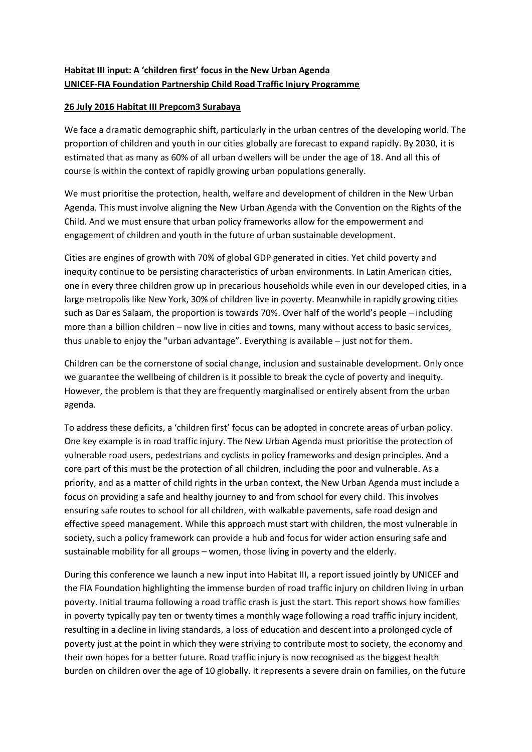**Habitat III input: A 'children first' focus in the New Urban Agenda**
**UNICEF-FIA Foundation Partnership Child Road Traffic Injury Programme**

**26 July 2016 Habitat III Prepcom3 Surabaya**

We face a dramatic demographic shift, particularly in the urban centres of the developing world. The proportion of children and youth in our cities globally are forecast to expand rapidly. By 2030, it is estimated that as many as 60% of all urban dwellers will be under the age of 18. And all this of course is within the context of rapidly growing urban populations generally.

We must prioritise the protection, health, welfare and development of children in the New Urban Agenda. This must involve aligning the New Urban Agenda with the Convention on the Rights of the Child. And we must ensure that urban policy frameworks allow for the empowerment and engagement of children and youth in the future of urban sustainable development.

Cities are engines of growth with 70% of global GDP generated in cities. Yet child poverty and inequity continue to be persisting characteristics of urban environments. In Latin American cities, one in every three children grow up in precarious households while even in our developed cities, in a large metropolis like New York, 30% of children live in poverty. Meanwhile in rapidly growing cities such as Dar es Salaam, the proportion is towards 70%. Over half of the world's people – including more than a billion children – now live in cities and towns, many without access to basic services, thus unable to enjoy the "urban advantage". Everything is available – just not for them.

Children can be the cornerstone of social change, inclusion and sustainable development. Only once we guarantee the wellbeing of children is it possible to break the cycle of poverty and inequity. However, the problem is that they are frequently marginalised or entirely absent from the urban agenda.

To address these deficits, a 'children first' focus can be adopted in concrete areas of urban policy. One key example is in road traffic injury. The New Urban Agenda must prioritise the protection of vulnerable road users, pedestrians and cyclists in policy frameworks and design principles. And a core part of this must be the protection of all children, including the poor and vulnerable. As a priority, and as a matter of child rights in the urban context, the New Urban Agenda must include a focus on providing a safe and healthy journey to and from school for every child. This involves ensuring safe routes to school for all children, with walkable pavements, safe road design and effective speed management. While this approach must start with children, the most vulnerable in society, such a policy framework can provide a hub and focus for wider action ensuring safe and sustainable mobility for all groups – women, those living in poverty and the elderly.

During this conference we launch a new input into Habitat III, a report issued jointly by UNICEF and the FIA Foundation highlighting the immense burden of road traffic injury on children living in urban poverty. Initial trauma following a road traffic crash is just the start. This report shows how families in poverty typically pay ten or twenty times a monthly wage following a road traffic injury incident, resulting in a decline in living standards, a loss of education and descent into a prolonged cycle of poverty just at the point in which they were striving to contribute most to society, the economy and their own hopes for a better future. Road traffic injury is now recognised as the biggest health burden on children over the age of 10 globally. It represents a severe drain on families, on the future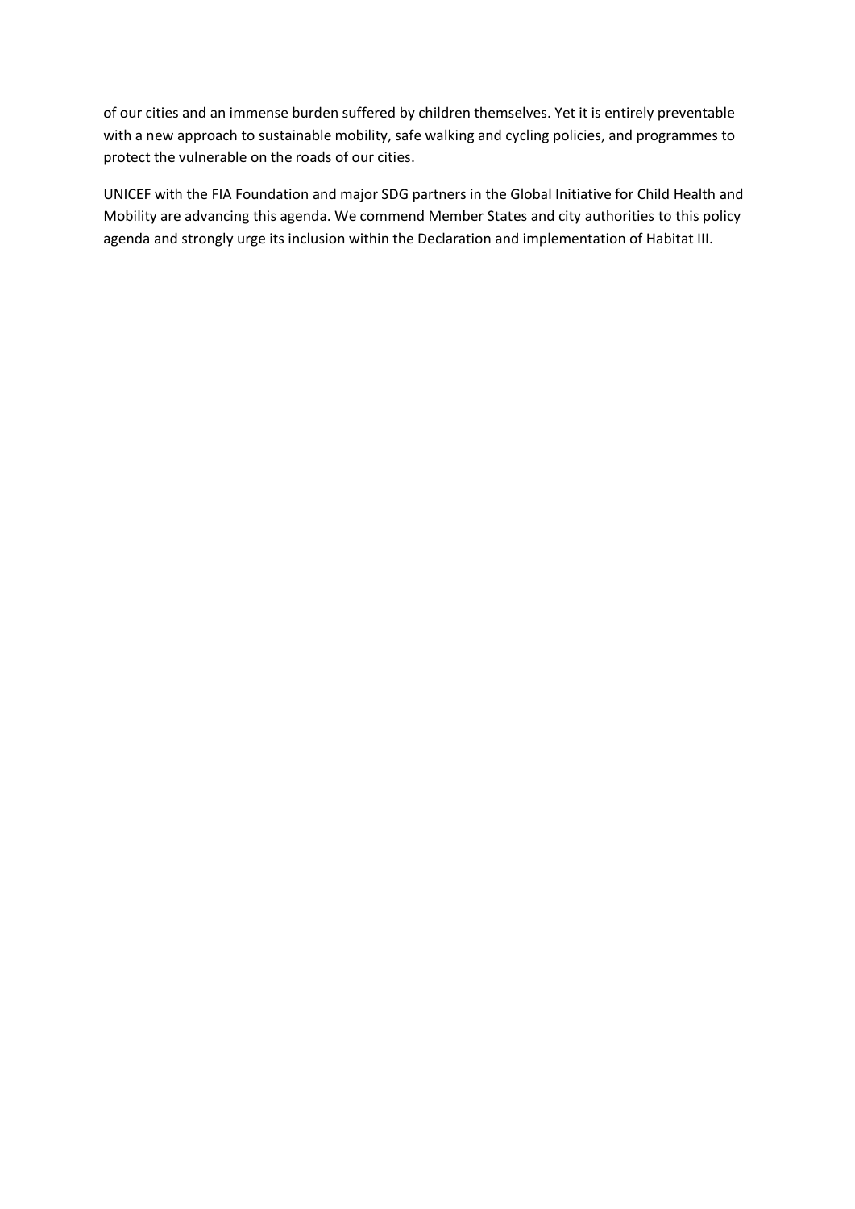of our cities and an immense burden suffered by children themselves. Yet it is entirely preventable with a new approach to sustainable mobility, safe walking and cycling policies, and programmes to protect the vulnerable on the roads of our cities.

UNICEF with the FIA Foundation and major SDG partners in the Global Initiative for Child Health and Mobility are advancing this agenda. We commend Member States and city authorities to this policy agenda and strongly urge its inclusion within the Declaration and implementation of Habitat III.